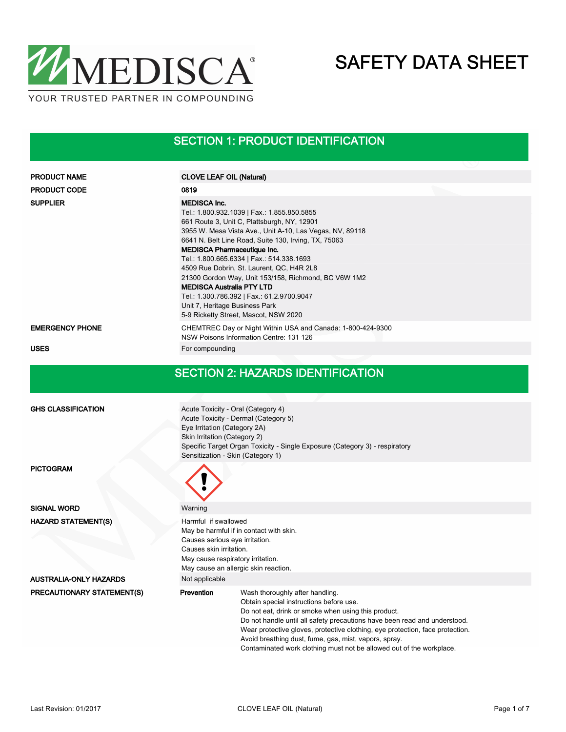MEDISCA®

YOUR TRUSTED PARTNER IN COMPOUNDING

# SAFETY DATA SHEET

## SECTION 1: PRODUCT IDENTIFICATION

| | |
|---|---|
| **PRODUCT NAME** | **CLOVE LEAF OIL (Natural)** |
| **PRODUCT CODE** | **0819** |
| **SUPPLIER** | **MEDISCA Inc.**<br>Tel.: 1.800.932.1039 \| Fax.: 1.855.850.5855<br>661 Route 3, Unit C, Plattsburgh, NY, 12901<br>3955 W. Mesa Vista Ave., Unit A-10, Las Vegas, NV, 89118<br>6641 N. Belt Line Road, Suite 130, Irving, TX, 75063<br>**MEDISCA Pharmaceutique Inc.**<br>Tel.: 1.800.665.6334 \| Fax.: 514.338.1693<br>4509 Rue Dobrin, St. Laurent, QC, H4R 2L8<br>21300 Gordon Way, Unit 153/158, Richmond, BC V6W 1M2<br>**MEDISCA Australia PTY LTD**<br>Tel.: 1.300.786.392 \| Fax.: 61.2.9700.9047<br>Unit 7, Heritage Business Park<br>5-9 Ricketty Street, Mascot, NSW 2020 |
| **EMERGENCY PHONE** | CHEMTREC Day or Night Within USA and Canada: 1-800-424-9300<br>NSW Poisons Information Centre: 131 126 |
| **USES** | For compounding |

## SECTION 2: HAZARDS IDENTIFICATION

| | |
|---|---|
| **GHS CLASSIFICATION** | Acute Toxicity - Oral (Category 4)<br>Acute Toxicity - Dermal (Category 5)<br>Eye Irritation (Category 2A)<br>Skin Irritation (Category 2)<br>Specific Target Organ Toxicity - Single Exposure (Category 3) - respiratory<br>Sensitization - Skin (Category 1) |
| **PICTOGRAM** | |
| **SIGNAL WORD** | Warning |
| **HAZARD STATEMENT(S)** | Harmful if swallowed<br>May be harmful if in contact with skin.<br>Causes serious eye irritation.<br>Causes skin irritation.<br>May cause respiratory irritation.<br>May cause an allergic skin reaction. |
| **AUSTRALIA-ONLY HAZARDS** | Not applicable |
| **PRECAUTIONARY STATEMENT(S)** | **Prevention**<br>Wash thoroughly after handling.<br>Obtain special instructions before use.<br>Do not eat, drink or smoke when using this product.<br>Do not handle until all safety precautions have been read and understood.<br>Wear protective gloves, protective clothing, eye protection, face protection.<br>Avoid breathing dust, fume, gas, mist, vapors, spray.<br>Contaminated work clothing must not be allowed out of the workplace. |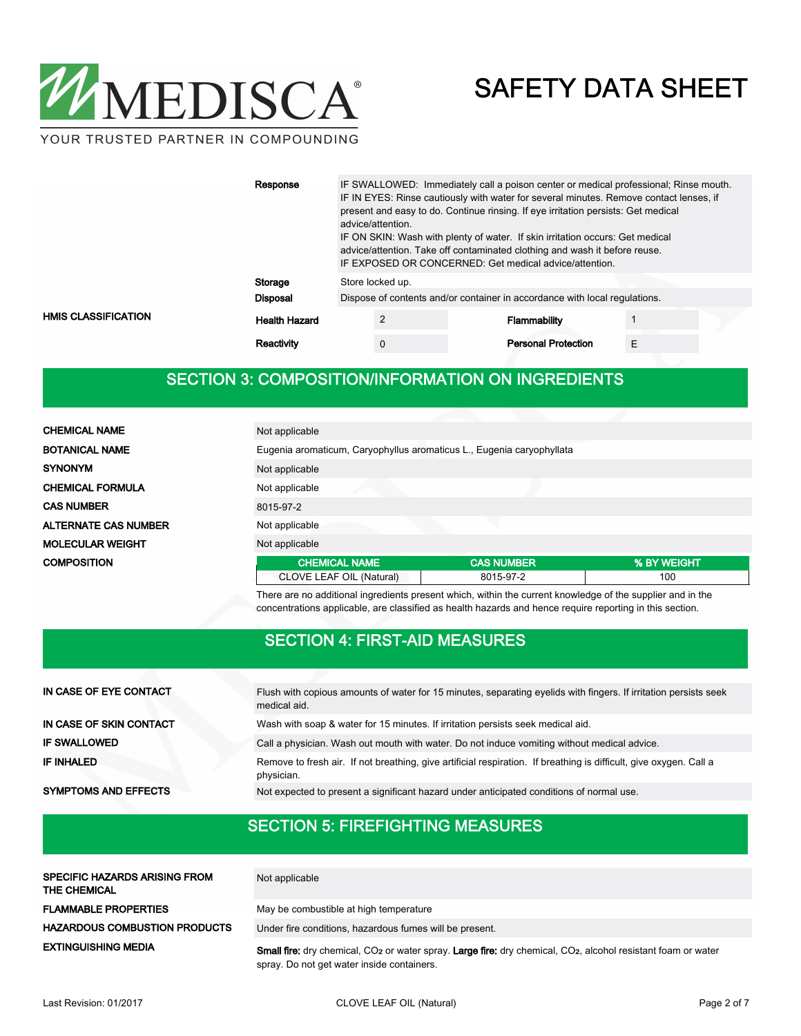| | | |
|---|---|---|
| | **Response** | IF SWALLOWED: Immediately call a poison center or medical professional; Rinse mouth. IF IN EYES: Rinse cautiously with water for several minutes. Remove contact lenses, if present and easy to do. Continue rinsing. If eye irritation persists: Get medical advice/attention. IF ON SKIN: Wash with plenty of water. If skin irritation occurs: Get medical advice/attention. Take off contaminated clothing and wash it before reuse. IF EXPOSED OR CONCERNED: Get medical advice/attention. |
| | **Storage** | Store locked up. |
| | **Disposal** | Dispose of contents and/or container in accordance with local regulations. |

**HMIS CLASSIFICATION**

| | | | |
|---|---|---|---|
| **Health Hazard** | 2 | **Flammability** | 1 |
| **Reactivity** | 0 | **Personal Protection** | E |

## SECTION 3: COMPOSITION/INFORMATION ON INGREDIENTS

| | |
|---|---|
| **CHEMICAL NAME** | Not applicable |
| **BOTANICAL NAME** | Eugenia aromaticum, Caryophyllus aromaticus L., Eugenia caryophyllata |
| **SYNONYM** | Not applicable |
| **CHEMICAL FORMULA** | Not applicable |
| **CAS NUMBER** | 8015-97-2 |
| **ALTERNATE CAS NUMBER** | Not applicable |
| **MOLECULAR WEIGHT** | Not applicable |

**COMPOSITION**

| CHEMICAL NAME | CAS NUMBER | % BY WEIGHT |
|---|---|---|
| CLOVE LEAF OIL (Natural) | 8015-97-2 | 100 |

There are no additional ingredients present which, within the current knowledge of the supplier and in the concentrations applicable, are classified as health hazards and hence require reporting in this section.

## SECTION 4: FIRST-AID MEASURES

| | |
|---|---|
| **IN CASE OF EYE CONTACT** | Flush with copious amounts of water for 15 minutes, separating eyelids with fingers. If irritation persists seek medical aid. |
| **IN CASE OF SKIN CONTACT** | Wash with soap & water for 15 minutes. If irritation persists seek medical aid. |
| **IF SWALLOWED** | Call a physician. Wash out mouth with water. Do not induce vomiting without medical advice. |
| **IF INHALED** | Remove to fresh air. If not breathing, give artificial respiration. If breathing is difficult, give oxygen. Call a physician. |
| **SYMPTOMS AND EFFECTS** | Not expected to present a significant hazard under anticipated conditions of normal use. |

## SECTION 5: FIREFIGHTING MEASURES

| | |
|---|---|
| **SPECIFIC HAZARDS ARISING FROM THE CHEMICAL** | Not applicable |
| **FLAMMABLE PROPERTIES** | May be combustible at high temperature |
| **HAZARDOUS COMBUSTION PRODUCTS** | Under fire conditions, hazardous fumes will be present. |
| **EXTINGUISHING MEDIA** | **Small fire:** dry chemical, $CO_2$ or water spray. **Large fire:** dry chemical, $CO_2$, alcohol resistant foam or water spray. Do not get water inside containers. |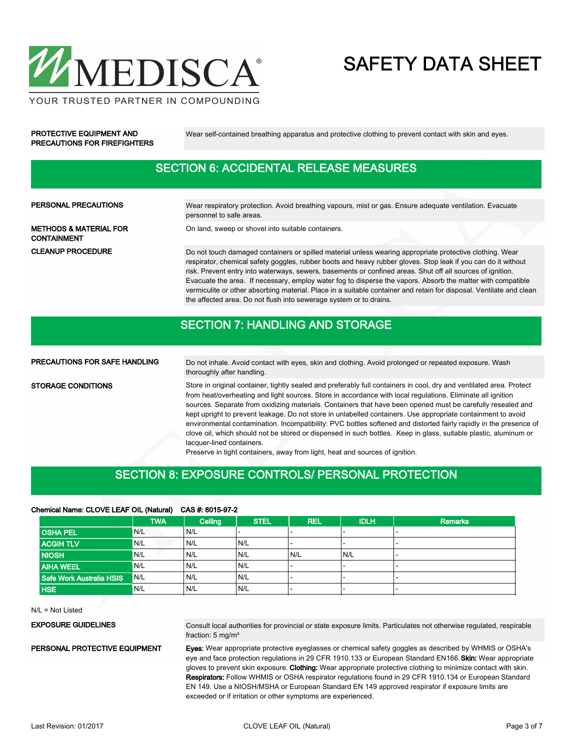**PROTECTIVE EQUIPMENT AND PRECAUTIONS FOR FIREFIGHTERS**

Wear self-contained breathing apparatus and protective clothing to prevent contact with skin and eyes.

## SECTION 6: ACCIDENTAL RELEASE MEASURES

**PERSONAL PRECAUTIONS**

Wear respiratory protection. Avoid breathing vapours, mist or gas. Ensure adequate ventilation. Evacuate personnel to safe areas.

**METHODS & MATERIAL FOR CONTAINMENT**

On land, sweep or shovel into suitable containers.

**CLEANUP PROCEDURE**

Do not touch damaged containers or spilled material unless wearing appropriate protective clothing. Wear respirator, chemical safety goggles, rubber boots and heavy rubber gloves. Stop leak if you can do it without risk. Prevent entry into waterways, sewers, basements or confined areas. Shut off all sources of ignition. Evacuate the area. If necessary, employ water fog to disperse the vapors. Absorb the matter with compatible vermiculite or other absorbing material. Place in a suitable container and retain for disposal. Ventilate and clean the affected area. Do not flush into sewerage system or to drains.

## SECTION 7: HANDLING AND STORAGE

**PRECAUTIONS FOR SAFE HANDLING**

Do not inhale. Avoid contact with eyes, skin and clothing. Avoid prolonged or repeated exposure. Wash thoroughly after handling.

**STORAGE CONDITIONS**

Store in original container, tightly sealed and preferably full containers in cool, dry and ventilated area. Protect from heat/overheating and light sources. Store in accordance with local regulations. Eliminate all ignition sources. Separate from oxidizing materials. Containers that have been opened must be carefully resealed and kept upright to prevent leakage. Do not store in unlabelled containers. Use appropriate containment to avoid environmental contamination. Incompatibility: PVC bottles softened and distorted fairly rapidly in the presence of clove oil, which should not be stored or dispensed in such bottles. Keep in glass, suitable plastic, aluminum or lacquer-lined containers.
Preserve in tight containers, away from light, heat and sources of ignition.

## SECTION 8: EXPOSURE CONTROLS/ PERSONAL PROTECTION

**Chemical Name: CLOVE LEAF OIL (Natural) CAS #: 8015-97-2**

| | TWA | Ceiling | STEL | REL | IDLH | Remarks |
|---|---|---|---|---|---|---|
| OSHA PEL | N/L | N/L | - | - | - | - |
| ACGIH TLV | N/L | N/L | N/L | - | - | - |
| NIOSH | N/L | N/L | N/L | N/L | N/L | - |
| AIHA WEEL | N/L | N/L | N/L | - | - | - |
| Safe Work Australia HSIS | N/L | N/L | N/L | - | - | - |
| HSE | N/L | N/L | N/L | - | - | - |

N/L = Not Listed

**EXPOSURE GUIDELINES**

Consult local authorities for provincial or state exposure limits. Particulates not otherwise regulated, respirable fraction: 5 mg/m³

**PERSONAL PROTECTIVE EQUIPMENT**

**Eyes:** Wear appropriate protective eyeglasses or chemical safety goggles as described by WHMIS or OSHA's eye and face protection regulations in 29 CFR 1910.133 or European Standard EN166. **Skin:** Wear appropriate gloves to prevent skin exposure. **Clothing:** Wear appropriate protective clothing to minimize contact with skin. **Respirators:** Follow WHMIS or OSHA respirator regulations found in 29 CFR 1910.134 or European Standard EN 149. Use a NIOSH/MSHA or European Standard EN 149 approved respirator if exposure limits are exceeded or if irritation or other symptoms are experienced.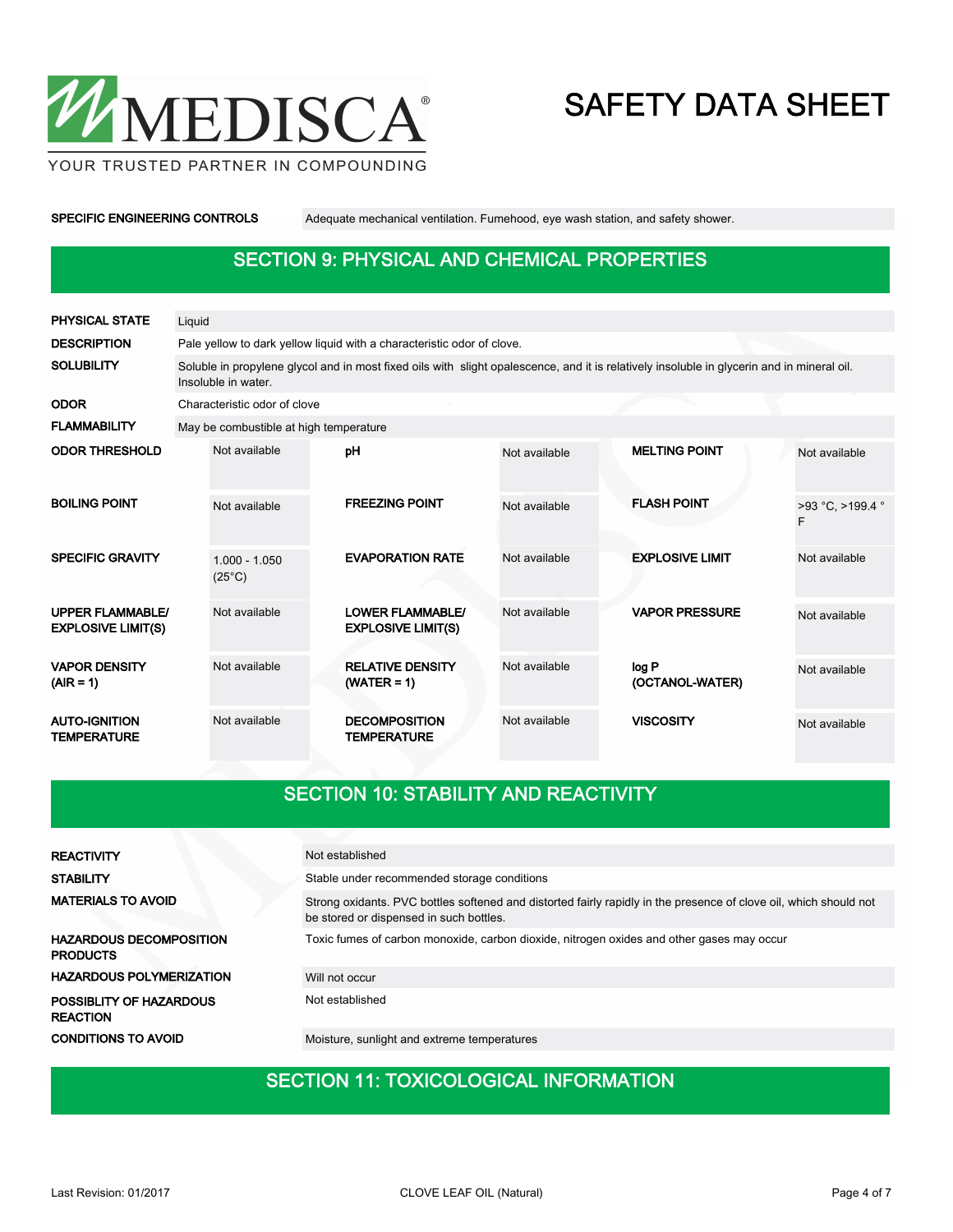| | |
|---|---|
| **SPECIFIC ENGINEERING CONTROLS** | Adequate mechanical ventilation. Fumehood, eye wash station, and safety shower. |

## SECTION 9: PHYSICAL AND CHEMICAL PROPERTIES

| | |
|---|---|
| **PHYSICAL STATE** | Liquid |
| **DESCRIPTION** | Pale yellow to dark yellow liquid with a characteristic odor of clove. |
| **SOLUBILITY** | Soluble in propylene glycol and in most fixed oils with slight opalescence, and it is relatively insoluble in glycerin and in mineral oil. Insoluble in water. |
| **ODOR** | Characteristic odor of clove |
| **FLAMMABILITY** | May be combustible at high temperature |

| | | | | | |
|---|---|---|---|---|---|
| **ODOR THRESHOLD** | Not available | **pH** | Not available | **MELTING POINT** | Not available |
| **BOILING POINT** | Not available | **FREEZING POINT** | Not available | **FLASH POINT** | >93 °C, >199.4 °F |
| **SPECIFIC GRAVITY** | 1.000 - 1.050 (25°C) | **EVAPORATION RATE** | Not available | **EXPLOSIVE LIMIT** | Not available |
| **UPPER FLAMMABLE/ EXPLOSIVE LIMIT(S)** | Not available | **LOWER FLAMMABLE/ EXPLOSIVE LIMIT(S)** | Not available | **VAPOR PRESSURE** | Not available |
| **VAPOR DENSITY (AIR = 1)** | Not available | **RELATIVE DENSITY (WATER = 1)** | Not available | **log P (OCTANOL-WATER)** | Not available |
| **AUTO-IGNITION TEMPERATURE** | Not available | **DECOMPOSITION TEMPERATURE** | Not available | **VISCOSITY** | Not available |

## SECTION 10: STABILITY AND REACTIVITY

| | |
|---|---|
| **REACTIVITY** | Not established |
| **STABILITY** | Stable under recommended storage conditions |
| **MATERIALS TO AVOID** | Strong oxidants. PVC bottles softened and distorted fairly rapidly in the presence of clove oil, which should not be stored or dispensed in such bottles. |
| **HAZARDOUS DECOMPOSITION PRODUCTS** | Toxic fumes of carbon monoxide, carbon dioxide, nitrogen oxides and other gases may occur |
| **HAZARDOUS POLYMERIZATION** | Will not occur |
| **POSSIBLITY OF HAZARDOUS REACTION** | Not established |
| **CONDITIONS TO AVOID** | Moisture, sunlight and extreme temperatures |

## SECTION 11: TOXICOLOGICAL INFORMATION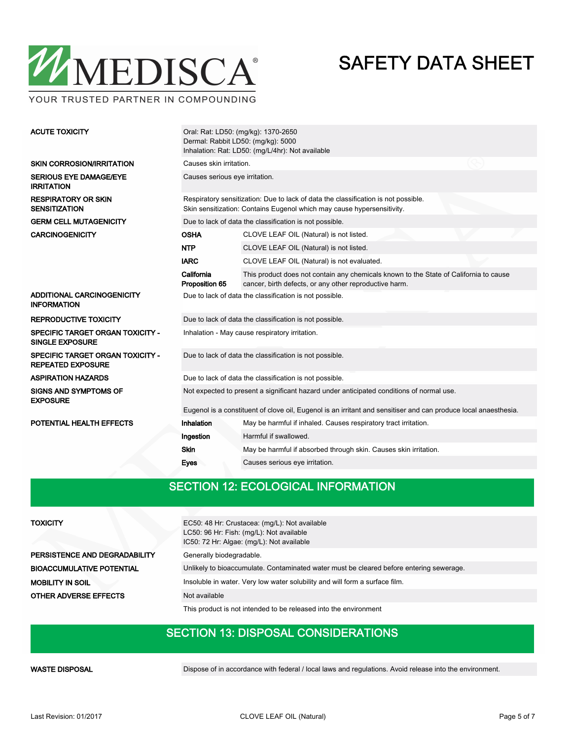| | | |
|---|---|---|
| **ACUTE TOXICITY** | Oral: Rat: LD50: (mg/kg): 1370-2650<br>Dermal: Rabbit LD50: (mg/kg): 5000<br>Inhalation: Rat: LD50: (mg/L/4hr): Not available | |
| **SKIN CORROSION/IRRITATION** | Causes skin irritation. | |
| **SERIOUS EYE DAMAGE/EYE IRRITATION** | Causes serious eye irritation. | |
| **RESPIRATORY OR SKIN SENSITIZATION** | Respiratory sensitization: Due to lack of data the classification is not possible.<br>Skin sensitization: Contains Eugenol which may cause hypersensitivity. | |
| **GERM CELL MUTAGENICITY** | Due to lack of data the classification is not possible. | |
| **CARCINOGENICITY** | **OSHA** | CLOVE LEAF OIL (Natural) is not listed. |
| | **NTP** | CLOVE LEAF OIL (Natural) is not listed. |
| | **IARC** | CLOVE LEAF OIL (Natural) is not evaluated. |
| | **California Proposition 65** | This product does not contain any chemicals known to the State of California to cause cancer, birth defects, or any other reproductive harm. |
| **ADDITIONAL CARCINOGENICITY INFORMATION** | Due to lack of data the classification is not possible. | |
| **REPRODUCTIVE TOXICITY** | Due to lack of data the classification is not possible. | |
| **SPECIFIC TARGET ORGAN TOXICITY - SINGLE EXPOSURE** | Inhalation - May cause respiratory irritation. | |
| **SPECIFIC TARGET ORGAN TOXICITY - REPEATED EXPOSURE** | Due to lack of data the classification is not possible. | |
| **ASPIRATION HAZARDS** | Due to lack of data the classification is not possible. | |
| **SIGNS AND SYMPTOMS OF EXPOSURE** | Not expected to present a significant hazard under anticipated conditions of normal use.<br><br>Eugenol is a constituent of clove oil, Eugenol is an irritant and sensitiser and can produce local anaesthesia. | |
| **POTENTIAL HEALTH EFFECTS** | **Inhalation** | May be harmful if inhaled. Causes respiratory tract irritation. |
| | **Ingestion** | Harmful if swallowed. |
| | **Skin** | May be harmful if absorbed through skin. Causes skin irritation. |
| | **Eyes** | Causes serious eye irritation. |

## SECTION 12: ECOLOGICAL INFORMATION

| | |
|---|---|
| **TOXICITY** | EC50: 48 Hr: Crustacea: (mg/L): Not available<br>LC50: 96 Hr: Fish: (mg/L): Not available<br>IC50: 72 Hr: Algae: (mg/L): Not available |
| **PERSISTENCE AND DEGRADABILITY** | Generally biodegradable. |
| **BIOACCUMULATIVE POTENTIAL** | Unlikely to bioaccumulate. Contaminated water must be cleared before entering sewerage. |
| **MOBILITY IN SOIL** | Insoluble in water. Very low water solubility and will form a surface film. |
| **OTHER ADVERSE EFFECTS** | Not available |
| | This product is not intended to be released into the environment |

## SECTION 13: DISPOSAL CONSIDERATIONS

| | |
|---|---|
| **WASTE DISPOSAL** | Dispose of in accordance with federal / local laws and regulations. Avoid release into the environment. |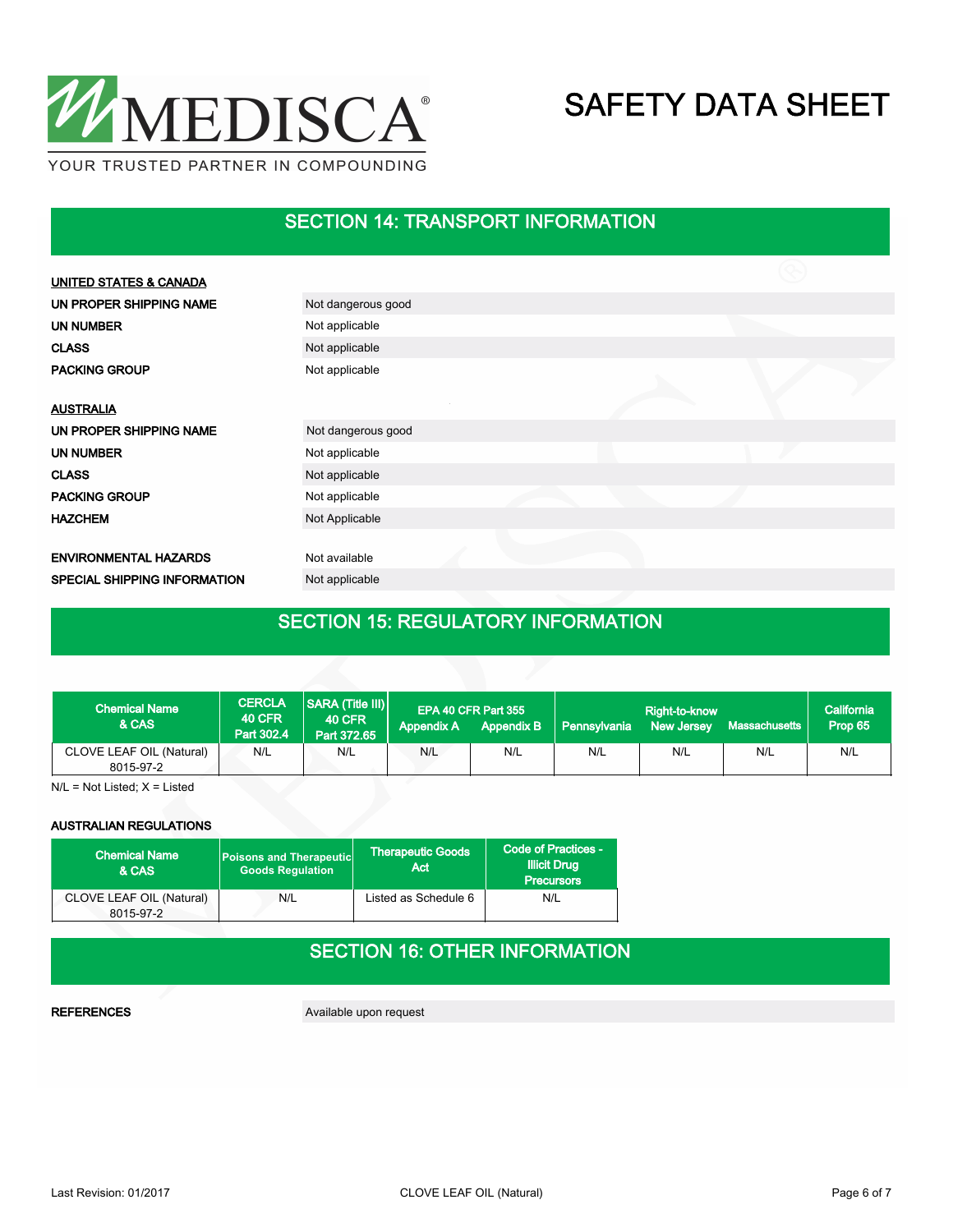## SECTION 14: TRANSPORT INFORMATION

**UNITED STATES & CANADA**

| | |
|---|---|
| **UN PROPER SHIPPING NAME** | Not dangerous good |
| **UN NUMBER** | Not applicable |
| **CLASS** | Not applicable |
| **PACKING GROUP** | Not applicable |

**AUSTRALIA**

| | |
|---|---|
| **UN PROPER SHIPPING NAME** | Not dangerous good |
| **UN NUMBER** | Not applicable |
| **CLASS** | Not applicable |
| **PACKING GROUP** | Not applicable |
| **HAZCHEM** | Not Applicable |

| | |
|---|---|
| **ENVIRONMENTAL HAZARDS** | Not available |
| **SPECIAL SHIPPING INFORMATION** | Not applicable |

## SECTION 15: REGULATORY INFORMATION

| Chemical Name & CAS | CERCLA 40 CFR Part 302.4 | SARA (Title III) 40 CFR Part 372.65 | EPA 40 CFR Part 355 Appendix A | EPA 40 CFR Part 355 Appendix B | Right-to-know Pennsylvania | Right-to-know New Jersey | Right-to-know Massachusetts | California Prop 65 |
|---|---|---|---|---|---|---|---|---|
| CLOVE LEAF OIL (Natural) 8015-97-2 | N/L | N/L | N/L | N/L | N/L | N/L | N/L | N/L |

N/L = Not Listed; X = Listed

**AUSTRALIAN REGULATIONS**

| Chemical Name & CAS | Poisons and Therapeutic Goods Regulation | Therapeutic Goods Act | Code of Practices - Illicit Drug Precursors |
|---|---|---|---|
| CLOVE LEAF OIL (Natural) 8015-97-2 | N/L | Listed as Schedule 6 | N/L |

## SECTION 16: OTHER INFORMATION

| | |
|---|---|
| **REFERENCES** | Available upon request |

Last Revision: 01/2017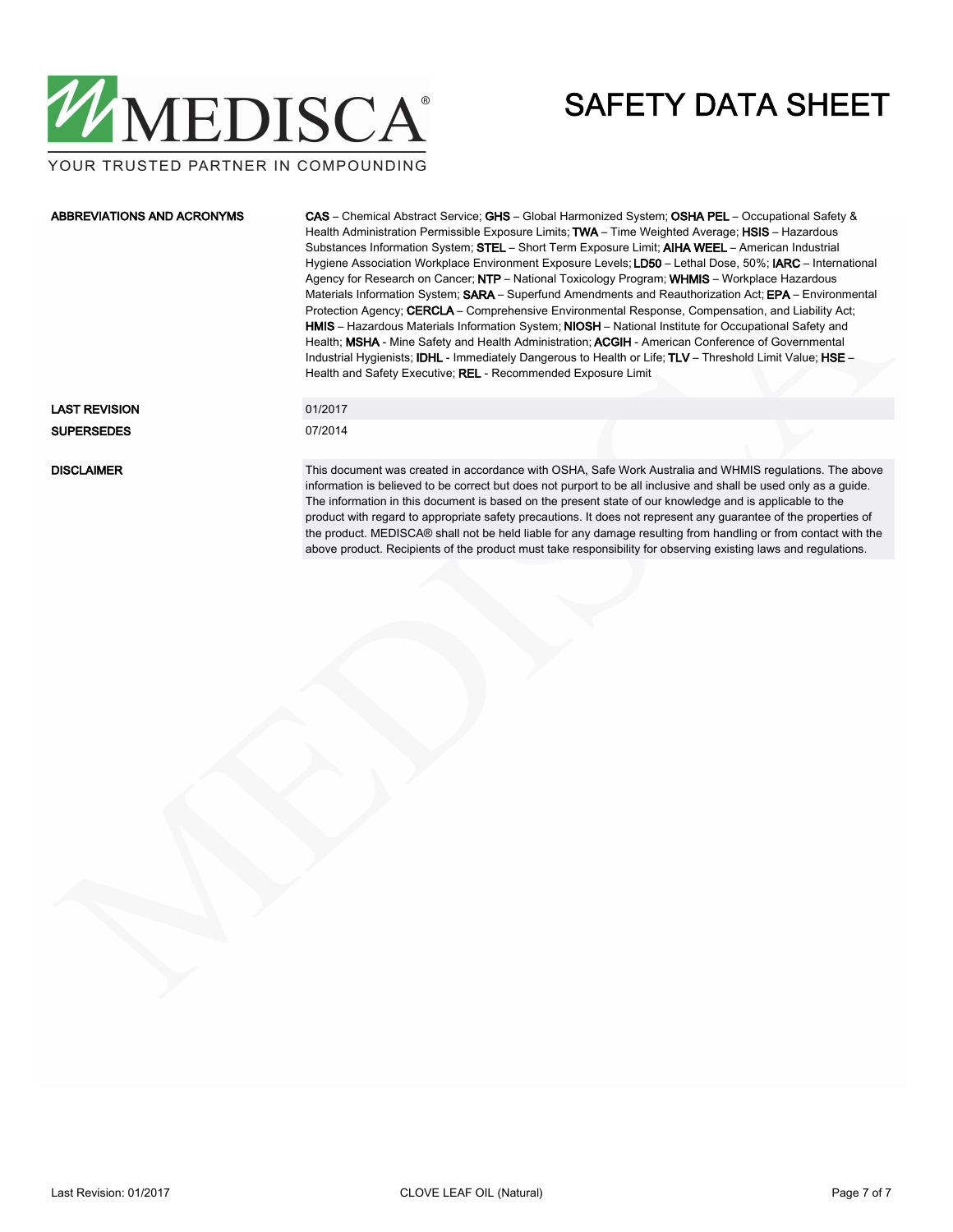**ABBREVIATIONS AND ACRONYMS**

**CAS** – Chemical Abstract Service; **GHS** – Global Harmonized System; **OSHA PEL** – Occupational Safety & Health Administration Permissible Exposure Limits; **TWA** – Time Weighted Average; **HSIS** – Hazardous Substances Information System; **STEL** – Short Term Exposure Limit; **AIHA WEEL** – American Industrial Hygiene Association Workplace Environment Exposure Levels; **LD50** – Lethal Dose, 50%; **IARC** – International Agency for Research on Cancer; **NTP** – National Toxicology Program; **WHMIS** – Workplace Hazardous Materials Information System; **SARA** – Superfund Amendments and Reauthorization Act; **EPA** – Environmental Protection Agency; **CERCLA** – Comprehensive Environmental Response, Compensation, and Liability Act; **HMIS** – Hazardous Materials Information System; **NIOSH** – National Institute for Occupational Safety and Health; **MSHA** - Mine Safety and Health Administration; **ACGIH** - American Conference of Governmental Industrial Hygienists; **IDHL** - Immediately Dangerous to Health or Life; **TLV** – Threshold Limit Value; **HSE** – Health and Safety Executive; **REL** - Recommended Exposure Limit

**LAST REVISION** 01/2017

**SUPERSEDES** 07/2014

**DISCLAIMER**

This document was created in accordance with OSHA, Safe Work Australia and WHMIS regulations. The above information is believed to be correct but does not purport to be all inclusive and shall be used only as a guide. The information in this document is based on the present state of our knowledge and is applicable to the product with regard to appropriate safety precautions. It does not represent any guarantee of the properties of the product. MEDISCA® shall not be held liable for any damage resulting from handling or from contact with the above product. Recipients of the product must take responsibility for observing existing laws and regulations.